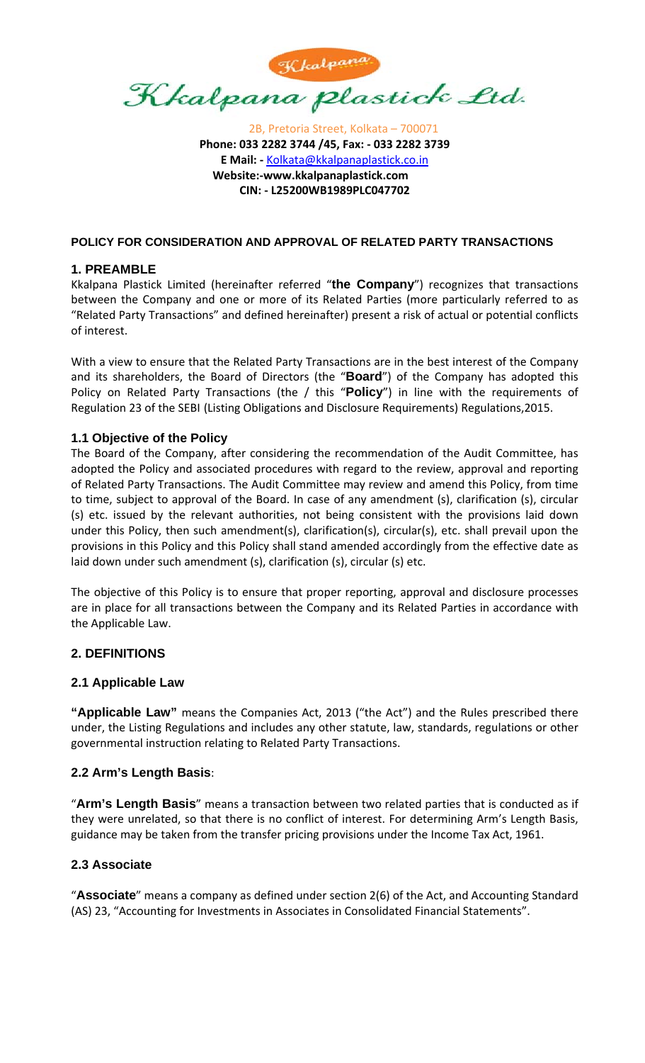# Kkalpana Plastick Ltd.

2B, Pretoria Street, Kolkata – 700071
**Phone: 033 2282 3744 /45, Fax: - 033 2282 3739**
**E Mail: -** Kolkata@kkalpanaplastick.co.in
**Website:-www.kkalpanaplastick.com**
**CIN: - L25200WB1989PLC047702**

## POLICY FOR CONSIDERATION AND APPROVAL OF RELATED PARTY TRANSACTIONS

### 1. PREAMBLE

Kkalpana Plastick Limited (hereinafter referred "**the Company**") recognizes that transactions between the Company and one or more of its Related Parties (more particularly referred to as "Related Party Transactions" and defined hereinafter) present a risk of actual or potential conflicts of interest.

With a view to ensure that the Related Party Transactions are in the best interest of the Company and its shareholders, the Board of Directors (the "**Board**") of the Company has adopted this Policy on Related Party Transactions (the / this "**Policy**") in line with the requirements of Regulation 23 of the SEBI (Listing Obligations and Disclosure Requirements) Regulations,2015.

### 1.1 Objective of the Policy

The Board of the Company, after considering the recommendation of the Audit Committee, has adopted the Policy and associated procedures with regard to the review, approval and reporting of Related Party Transactions. The Audit Committee may review and amend this Policy, from time to time, subject to approval of the Board. In case of any amendment (s), clarification (s), circular (s) etc. issued by the relevant authorities, not being consistent with the provisions laid down under this Policy, then such amendment(s), clarification(s), circular(s), etc. shall prevail upon the provisions in this Policy and this Policy shall stand amended accordingly from the effective date as laid down under such amendment (s), clarification (s), circular (s) etc.

The objective of this Policy is to ensure that proper reporting, approval and disclosure processes are in place for all transactions between the Company and its Related Parties in accordance with the Applicable Law.

### 2. DEFINITIONS

### 2.1 Applicable Law

**"Applicable Law"** means the Companies Act, 2013 ("the Act") and the Rules prescribed there under, the Listing Regulations and includes any other statute, law, standards, regulations or other governmental instruction relating to Related Party Transactions.

### 2.2 Arm's Length Basis:

"**Arm's Length Basis**" means a transaction between two related parties that is conducted as if they were unrelated, so that there is no conflict of interest. For determining Arm's Length Basis, guidance may be taken from the transfer pricing provisions under the Income Tax Act, 1961.

### 2.3 Associate

"**Associate**" means a company as defined under section 2(6) of the Act, and Accounting Standard (AS) 23, "Accounting for Investments in Associates in Consolidated Financial Statements".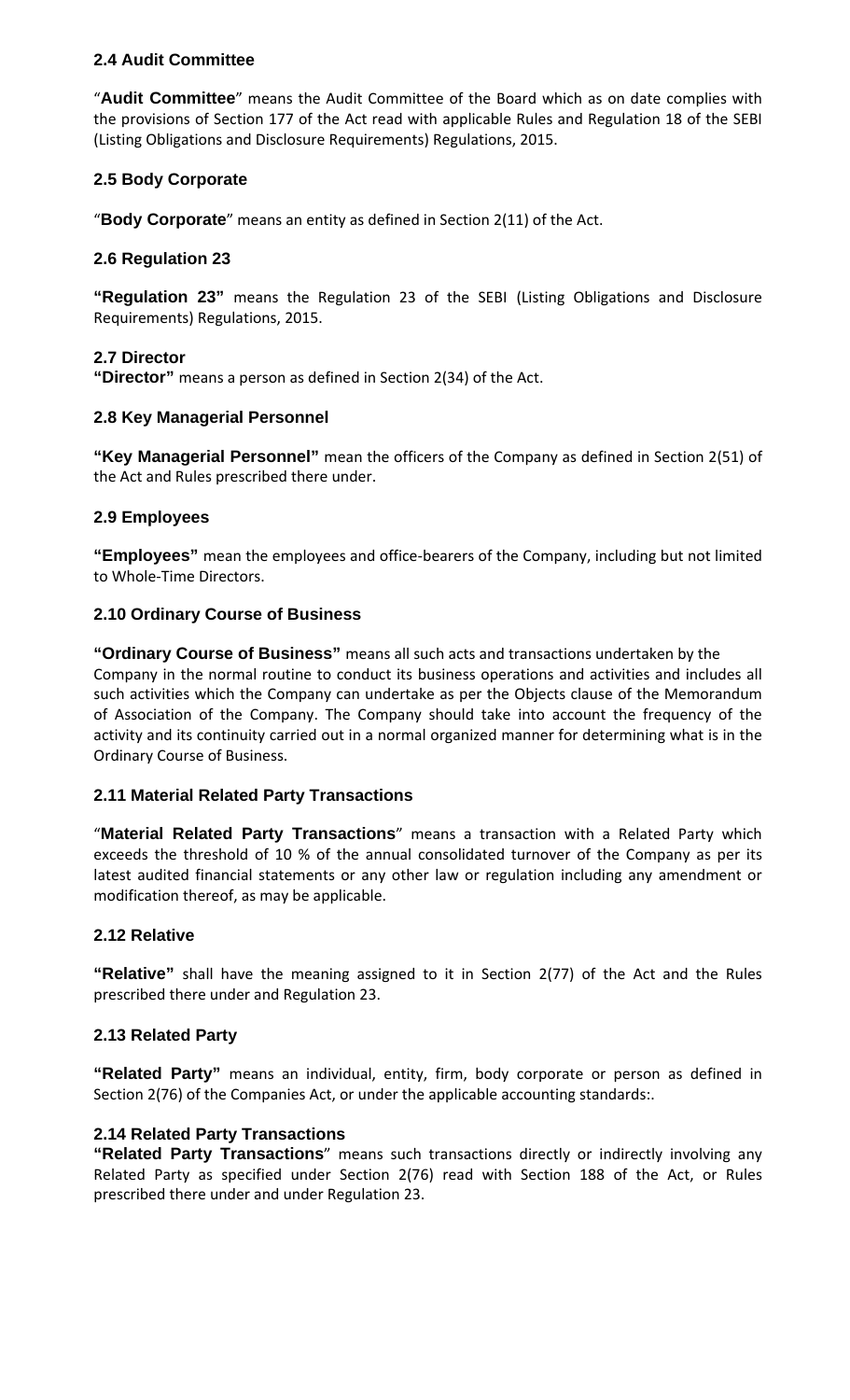### 2.4 Audit Committee

"**Audit Committee**" means the Audit Committee of the Board which as on date complies with the provisions of Section 177 of the Act read with applicable Rules and Regulation 18 of the SEBI (Listing Obligations and Disclosure Requirements) Regulations, 2015.

### 2.5 Body Corporate

"**Body Corporate**" means an entity as defined in Section 2(11) of the Act.

### 2.6 Regulation 23

**"Regulation 23"** means the Regulation 23 of the SEBI (Listing Obligations and Disclosure Requirements) Regulations, 2015.

### 2.7 Director

**"Director"** means a person as defined in Section 2(34) of the Act.

### 2.8 Key Managerial Personnel

**"Key Managerial Personnel"** mean the officers of the Company as defined in Section 2(51) of the Act and Rules prescribed there under.

### 2.9 Employees

**"Employees"** mean the employees and office-bearers of the Company, including but not limited to Whole-Time Directors.

### 2.10 Ordinary Course of Business

**"Ordinary Course of Business"** means all such acts and transactions undertaken by the Company in the normal routine to conduct its business operations and activities and includes all such activities which the Company can undertake as per the Objects clause of the Memorandum of Association of the Company. The Company should take into account the frequency of the activity and its continuity carried out in a normal organized manner for determining what is in the Ordinary Course of Business.

### 2.11 Material Related Party Transactions

"**Material Related Party Transactions**" means a transaction with a Related Party which exceeds the threshold of 10 % of the annual consolidated turnover of the Company as per its latest audited financial statements or any other law or regulation including any amendment or modification thereof, as may be applicable.

### 2.12 Relative

**"Relative"** shall have the meaning assigned to it in Section 2(77) of the Act and the Rules prescribed there under and Regulation 23.

### 2.13 Related Party

**"Related Party"** means an individual, entity, firm, body corporate or person as defined in Section 2(76) of the Companies Act, or under the applicable accounting standards:.

### 2.14 Related Party Transactions

**"Related Party Transactions**" means such transactions directly or indirectly involving any Related Party as specified under Section 2(76) read with Section 188 of the Act, or Rules prescribed there under and under Regulation 23.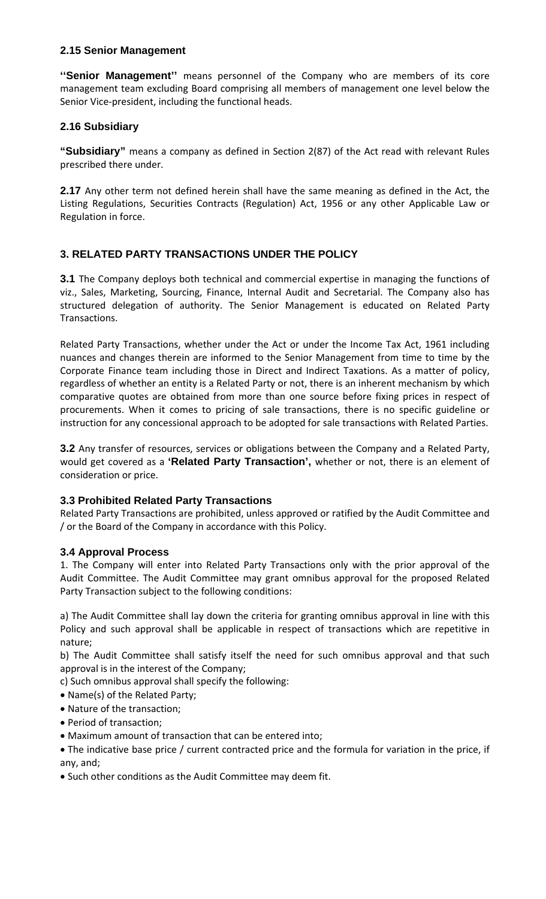### 2.15 Senior Management

**''Senior Management''** means personnel of the Company who are members of its core management team excluding Board comprising all members of management one level below the Senior Vice-president, including the functional heads.

### 2.16 Subsidiary

**"Subsidiary"** means a company as defined in Section 2(87) of the Act read with relevant Rules prescribed there under.

**2.17** Any other term not defined herein shall have the same meaning as defined in the Act, the Listing Regulations, Securities Contracts (Regulation) Act, 1956 or any other Applicable Law or Regulation in force.

## 3. RELATED PARTY TRANSACTIONS UNDER THE POLICY

**3.1** The Company deploys both technical and commercial expertise in managing the functions of viz., Sales, Marketing, Sourcing, Finance, Internal Audit and Secretarial. The Company also has structured delegation of authority. The Senior Management is educated on Related Party Transactions.

Related Party Transactions, whether under the Act or under the Income Tax Act, 1961 including nuances and changes therein are informed to the Senior Management from time to time by the Corporate Finance team including those in Direct and Indirect Taxations. As a matter of policy, regardless of whether an entity is a Related Party or not, there is an inherent mechanism by which comparative quotes are obtained from more than one source before fixing prices in respect of procurements. When it comes to pricing of sale transactions, there is no specific guideline or instruction for any concessional approach to be adopted for sale transactions with Related Parties.

**3.2** Any transfer of resources, services or obligations between the Company and a Related Party, would get covered as a **'Related Party Transaction',** whether or not, there is an element of consideration or price.

### 3.3 Prohibited Related Party Transactions

Related Party Transactions are prohibited, unless approved or ratified by the Audit Committee and / or the Board of the Company in accordance with this Policy.

### 3.4 Approval Process

1. The Company will enter into Related Party Transactions only with the prior approval of the Audit Committee. The Audit Committee may grant omnibus approval for the proposed Related Party Transaction subject to the following conditions:

a) The Audit Committee shall lay down the criteria for granting omnibus approval in line with this Policy and such approval shall be applicable in respect of transactions which are repetitive in nature;

b) The Audit Committee shall satisfy itself the need for such omnibus approval and that such approval is in the interest of the Company;

c) Such omnibus approval shall specify the following:

- Name(s) of the Related Party;
- Nature of the transaction;
- Period of transaction;
- Maximum amount of transaction that can be entered into;
- The indicative base price / current contracted price and the formula for variation in the price, if any, and;
- Such other conditions as the Audit Committee may deem fit.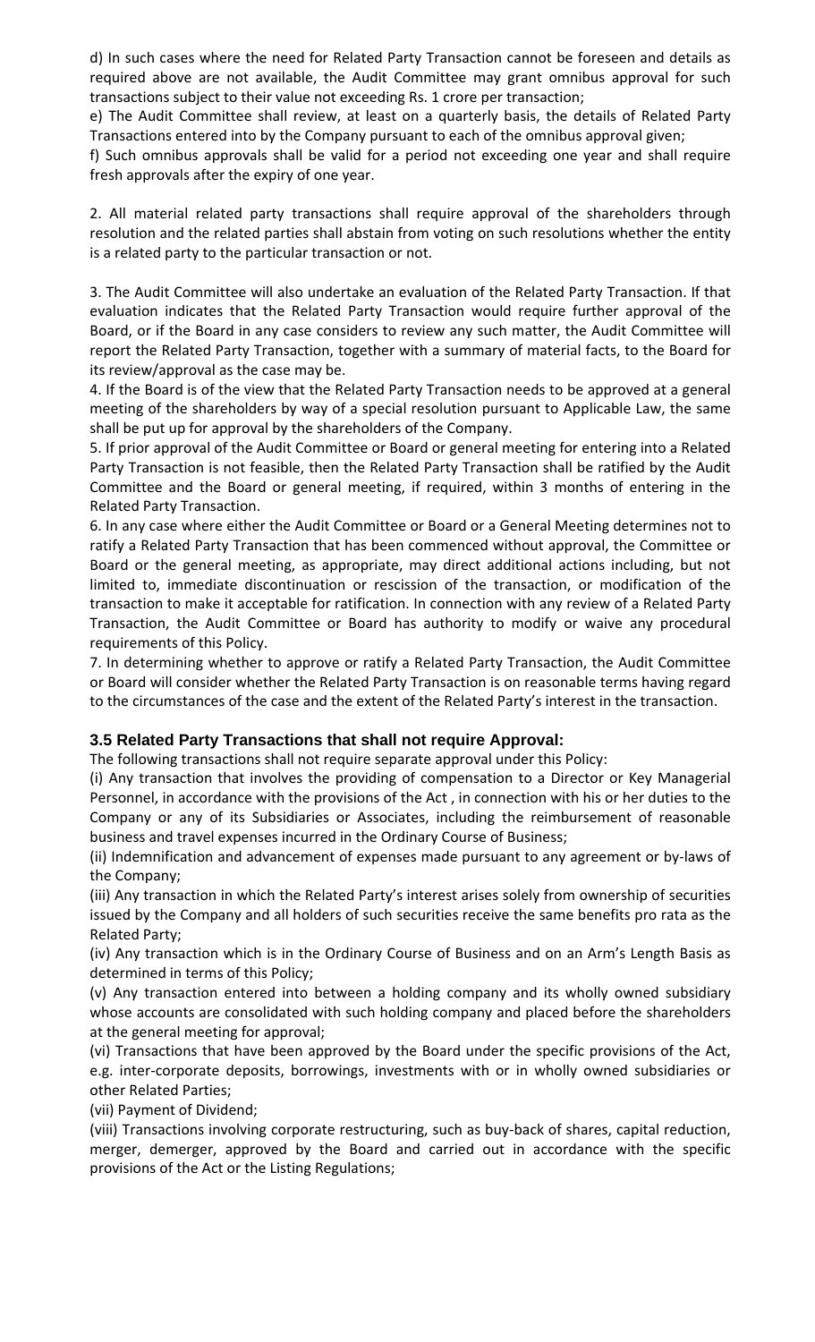d) In such cases where the need for Related Party Transaction cannot be foreseen and details as required above are not available, the Audit Committee may grant omnibus approval for such transactions subject to their value not exceeding Rs. 1 crore per transaction;

e) The Audit Committee shall review, at least on a quarterly basis, the details of Related Party Transactions entered into by the Company pursuant to each of the omnibus approval given;

f) Such omnibus approvals shall be valid for a period not exceeding one year and shall require fresh approvals after the expiry of one year.

2. All material related party transactions shall require approval of the shareholders through resolution and the related parties shall abstain from voting on such resolutions whether the entity is a related party to the particular transaction or not.

3. The Audit Committee will also undertake an evaluation of the Related Party Transaction. If that evaluation indicates that the Related Party Transaction would require further approval of the Board, or if the Board in any case considers to review any such matter, the Audit Committee will report the Related Party Transaction, together with a summary of material facts, to the Board for its review/approval as the case may be.

4. If the Board is of the view that the Related Party Transaction needs to be approved at a general meeting of the shareholders by way of a special resolution pursuant to Applicable Law, the same shall be put up for approval by the shareholders of the Company.

5. If prior approval of the Audit Committee or Board or general meeting for entering into a Related Party Transaction is not feasible, then the Related Party Transaction shall be ratified by the Audit Committee and the Board or general meeting, if required, within 3 months of entering in the Related Party Transaction.

6. In any case where either the Audit Committee or Board or a General Meeting determines not to ratify a Related Party Transaction that has been commenced without approval, the Committee or Board or the general meeting, as appropriate, may direct additional actions including, but not limited to, immediate discontinuation or rescission of the transaction, or modification of the transaction to make it acceptable for ratification. In connection with any review of a Related Party Transaction, the Audit Committee or Board has authority to modify or waive any procedural requirements of this Policy.

7. In determining whether to approve or ratify a Related Party Transaction, the Audit Committee or Board will consider whether the Related Party Transaction is on reasonable terms having regard to the circumstances of the case and the extent of the Related Party's interest in the transaction.

### 3.5 Related Party Transactions that shall not require Approval:

The following transactions shall not require separate approval under this Policy:

(i) Any transaction that involves the providing of compensation to a Director or Key Managerial Personnel, in accordance with the provisions of the Act , in connection with his or her duties to the Company or any of its Subsidiaries or Associates, including the reimbursement of reasonable business and travel expenses incurred in the Ordinary Course of Business;

(ii) Indemnification and advancement of expenses made pursuant to any agreement or by-laws of the Company;

(iii) Any transaction in which the Related Party's interest arises solely from ownership of securities issued by the Company and all holders of such securities receive the same benefits pro rata as the Related Party;

(iv) Any transaction which is in the Ordinary Course of Business and on an Arm's Length Basis as determined in terms of this Policy;

(v) Any transaction entered into between a holding company and its wholly owned subsidiary whose accounts are consolidated with such holding company and placed before the shareholders at the general meeting for approval;

(vi) Transactions that have been approved by the Board under the specific provisions of the Act, e.g. inter-corporate deposits, borrowings, investments with or in wholly owned subsidiaries or other Related Parties;

(vii) Payment of Dividend;

(viii) Transactions involving corporate restructuring, such as buy-back of shares, capital reduction, merger, demerger, approved by the Board and carried out in accordance with the specific provisions of the Act or the Listing Regulations;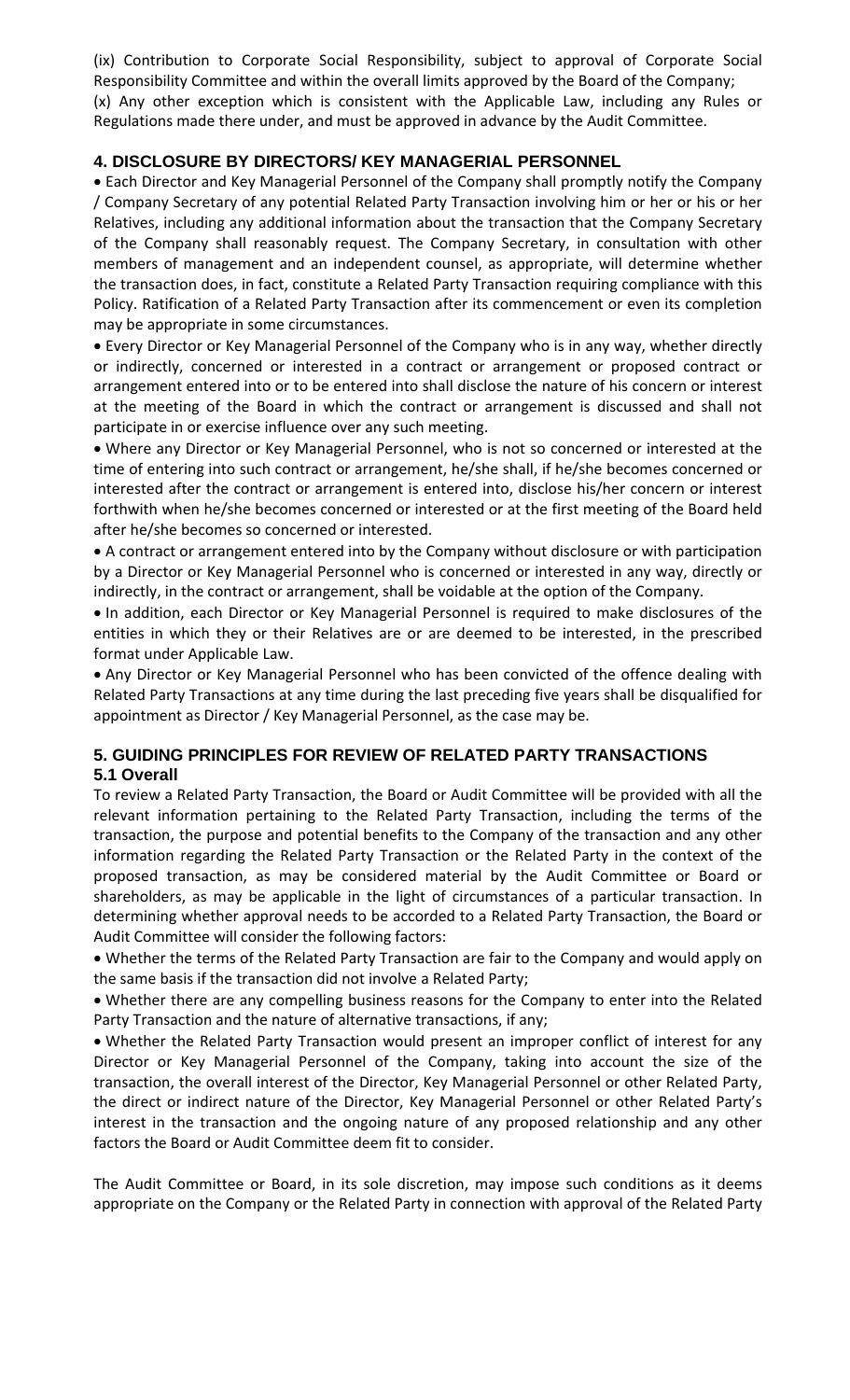(ix) Contribution to Corporate Social Responsibility, subject to approval of Corporate Social Responsibility Committee and within the overall limits approved by the Board of the Company;
(x) Any other exception which is consistent with the Applicable Law, including any Rules or Regulations made there under, and must be approved in advance by the Audit Committee.

## 4. DISCLOSURE BY DIRECTORS/ KEY MANAGERIAL PERSONNEL

- Each Director and Key Managerial Personnel of the Company shall promptly notify the Company / Company Secretary of any potential Related Party Transaction involving him or her or his or her Relatives, including any additional information about the transaction that the Company Secretary of the Company shall reasonably request. The Company Secretary, in consultation with other members of management and an independent counsel, as appropriate, will determine whether the transaction does, in fact, constitute a Related Party Transaction requiring compliance with this Policy. Ratification of a Related Party Transaction after its commencement or even its completion may be appropriate in some circumstances.
- Every Director or Key Managerial Personnel of the Company who is in any way, whether directly or indirectly, concerned or interested in a contract or arrangement or proposed contract or arrangement entered into or to be entered into shall disclose the nature of his concern or interest at the meeting of the Board in which the contract or arrangement is discussed and shall not participate in or exercise influence over any such meeting.
- Where any Director or Key Managerial Personnel, who is not so concerned or interested at the time of entering into such contract or arrangement, he/she shall, if he/she becomes concerned or interested after the contract or arrangement is entered into, disclose his/her concern or interest forthwith when he/she becomes concerned or interested or at the first meeting of the Board held after he/she becomes so concerned or interested.
- A contract or arrangement entered into by the Company without disclosure or with participation by a Director or Key Managerial Personnel who is concerned or interested in any way, directly or indirectly, in the contract or arrangement, shall be voidable at the option of the Company.
- In addition, each Director or Key Managerial Personnel is required to make disclosures of the entities in which they or their Relatives are or are deemed to be interested, in the prescribed format under Applicable Law.
- Any Director or Key Managerial Personnel who has been convicted of the offence dealing with Related Party Transactions at any time during the last preceding five years shall be disqualified for appointment as Director / Key Managerial Personnel, as the case may be.

## 5. GUIDING PRINCIPLES FOR REVIEW OF RELATED PARTY TRANSACTIONS

### 5.1 Overall

To review a Related Party Transaction, the Board or Audit Committee will be provided with all the relevant information pertaining to the Related Party Transaction, including the terms of the transaction, the purpose and potential benefits to the Company of the transaction and any other information regarding the Related Party Transaction or the Related Party in the context of the proposed transaction, as may be considered material by the Audit Committee or Board or shareholders, as may be applicable in the light of circumstances of a particular transaction. In determining whether approval needs to be accorded to a Related Party Transaction, the Board or Audit Committee will consider the following factors:

- Whether the terms of the Related Party Transaction are fair to the Company and would apply on the same basis if the transaction did not involve a Related Party;
- Whether there are any compelling business reasons for the Company to enter into the Related Party Transaction and the nature of alternative transactions, if any;
- Whether the Related Party Transaction would present an improper conflict of interest for any Director or Key Managerial Personnel of the Company, taking into account the size of the transaction, the overall interest of the Director, Key Managerial Personnel or other Related Party, the direct or indirect nature of the Director, Key Managerial Personnel or other Related Party's interest in the transaction and the ongoing nature of any proposed relationship and any other factors the Board or Audit Committee deem fit to consider.

The Audit Committee or Board, in its sole discretion, may impose such conditions as it deems appropriate on the Company or the Related Party in connection with approval of the Related Party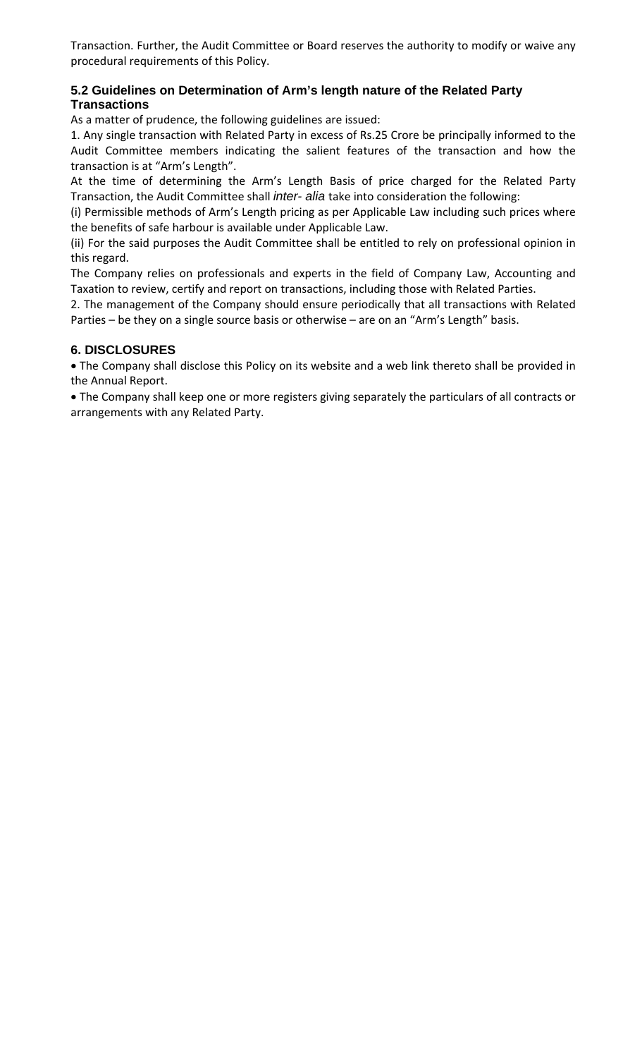Transaction. Further, the Audit Committee or Board reserves the authority to modify or waive any procedural requirements of this Policy.

### 5.2 Guidelines on Determination of Arm's length nature of the Related Party Transactions

As a matter of prudence, the following guidelines are issued:

1. Any single transaction with Related Party in excess of Rs.25 Crore be principally informed to the Audit Committee members indicating the salient features of the transaction and how the transaction is at "Arm's Length".

At the time of determining the Arm's Length Basis of price charged for the Related Party Transaction, the Audit Committee shall *inter- alia* take into consideration the following:

(i) Permissible methods of Arm's Length pricing as per Applicable Law including such prices where the benefits of safe harbour is available under Applicable Law.

(ii) For the said purposes the Audit Committee shall be entitled to rely on professional opinion in this regard.

The Company relies on professionals and experts in the field of Company Law, Accounting and Taxation to review, certify and report on transactions, including those with Related Parties.

2. The management of the Company should ensure periodically that all transactions with Related Parties – be they on a single source basis or otherwise – are on an "Arm's Length" basis.

## 6. DISCLOSURES

- The Company shall disclose this Policy on its website and a web link thereto shall be provided in the Annual Report.
- The Company shall keep one or more registers giving separately the particulars of all contracts or arrangements with any Related Party.